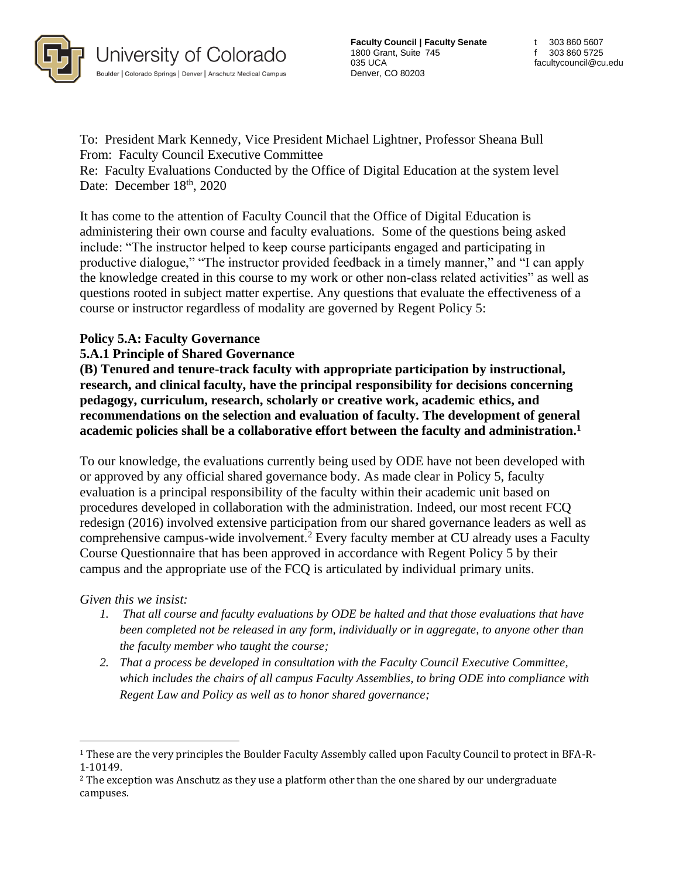University of Colorado
Boulder | Colorado Springs | Denver | Anschutz Medical Campus

**Faculty Council | Faculty Senate**
1800 Grant, Suite 745
035 UCA
Denver, CO 80203

t 303 860 5607
f 303 860 5725
facultycouncil@cu.edu

To: President Mark Kennedy, Vice President Michael Lightner, Professor Sheana Bull
From: Faculty Council Executive Committee
Re: Faculty Evaluations Conducted by the Office of Digital Education at the system level
Date: December 18th, 2020

It has come to the attention of Faculty Council that the Office of Digital Education is administering their own course and faculty evaluations. Some of the questions being asked include: "The instructor helped to keep course participants engaged and participating in productive dialogue," "The instructor provided feedback in a timely manner," and "I can apply the knowledge created in this course to my work or other non-class related activities" as well as questions rooted in subject matter expertise. Any questions that evaluate the effectiveness of a course or instructor regardless of modality are governed by Regent Policy 5:

**Policy 5.A: Faculty Governance**
**5.A.1 Principle of Shared Governance**
**(B) Tenured and tenure-track faculty with appropriate participation by instructional, research, and clinical faculty, have the principal responsibility for decisions concerning pedagogy, curriculum, research, scholarly or creative work, academic ethics, and recommendations on the selection and evaluation of faculty. The development of general academic policies shall be a collaborative effort between the faculty and administration.**[1]

To our knowledge, the evaluations currently being used by ODE have not been developed with or approved by any official shared governance body. As made clear in Policy 5, faculty evaluation is a principal responsibility of the faculty within their academic unit based on procedures developed in collaboration with the administration. Indeed, our most recent FCQ redesign (2016) involved extensive participation from our shared governance leaders as well as comprehensive campus-wide involvement.[2] Every faculty member at CU already uses a Faculty Course Questionnaire that has been approved in accordance with Regent Policy 5 by their campus and the appropriate use of the FCQ is articulated by individual primary units.

*Given this we insist:*

1. *That all course and faculty evaluations by ODE be halted and that those evaluations that have been completed not be released in any form, individually or in aggregate, to anyone other than the faculty member who taught the course;*
2. *That a process be developed in consultation with the Faculty Council Executive Committee, which includes the chairs of all campus Faculty Assemblies, to bring ODE into compliance with Regent Law and Policy as well as to honor shared governance;*

---

[1] These are the very principles the Boulder Faculty Assembly called upon Faculty Council to protect in BFA-R-1-10149.

[2] The exception was Anschutz as they use a platform other than the one shared by our undergraduate campuses.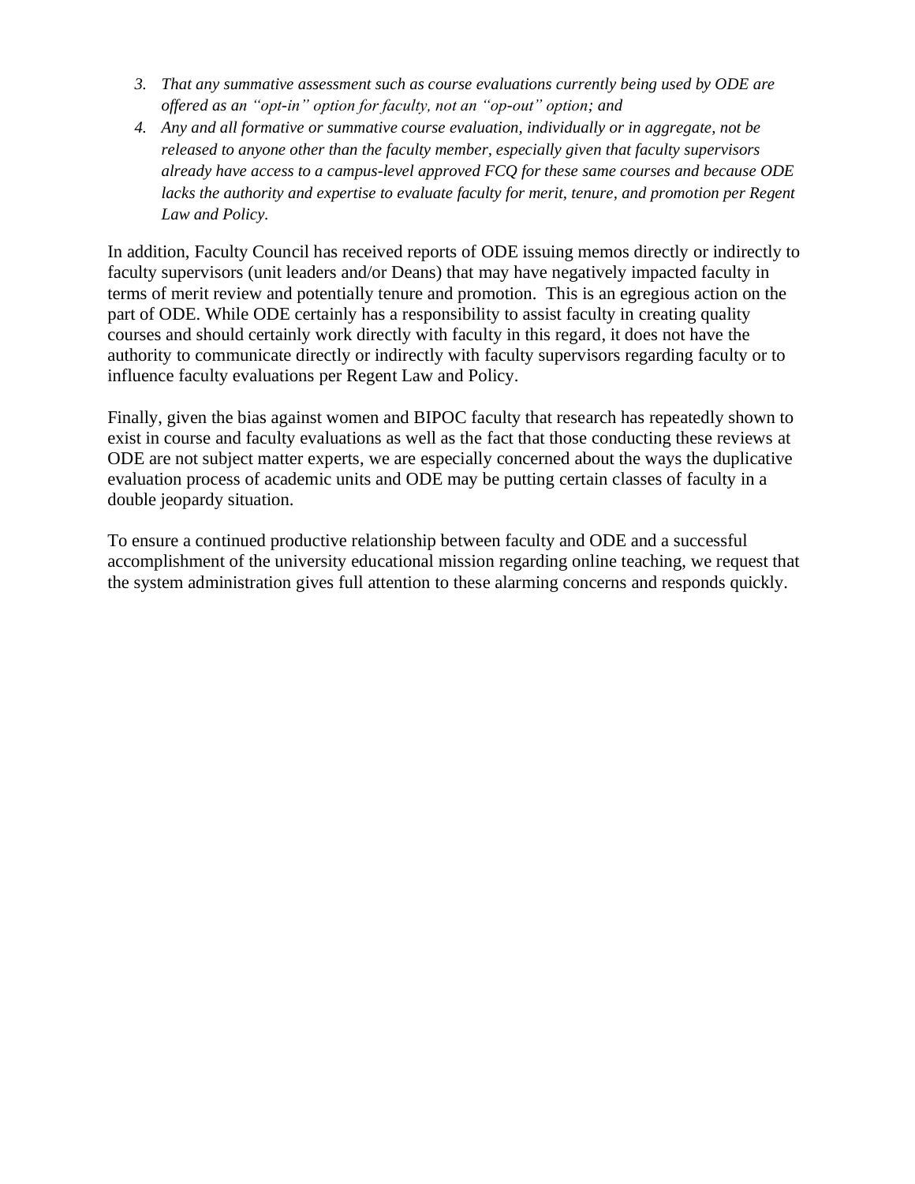3. *That any summative assessment such as course evaluations currently being used by ODE are offered as an "opt-in" option for faculty, not an "op-out" option; and*
4. *Any and all formative or summative course evaluation, individually or in aggregate, not be released to anyone other than the faculty member, especially given that faculty supervisors already have access to a campus-level approved FCQ for these same courses and because ODE lacks the authority and expertise to evaluate faculty for merit, tenure, and promotion per Regent Law and Policy.*

In addition, Faculty Council has received reports of ODE issuing memos directly or indirectly to faculty supervisors (unit leaders and/or Deans) that may have negatively impacted faculty in terms of merit review and potentially tenure and promotion. This is an egregious action on the part of ODE. While ODE certainly has a responsibility to assist faculty in creating quality courses and should certainly work directly with faculty in this regard, it does not have the authority to communicate directly or indirectly with faculty supervisors regarding faculty or to influence faculty evaluations per Regent Law and Policy.

Finally, given the bias against women and BIPOC faculty that research has repeatedly shown to exist in course and faculty evaluations as well as the fact that those conducting these reviews at ODE are not subject matter experts, we are especially concerned about the ways the duplicative evaluation process of academic units and ODE may be putting certain classes of faculty in a double jeopardy situation.

To ensure a continued productive relationship between faculty and ODE and a successful accomplishment of the university educational mission regarding online teaching, we request that the system administration gives full attention to these alarming concerns and responds quickly.